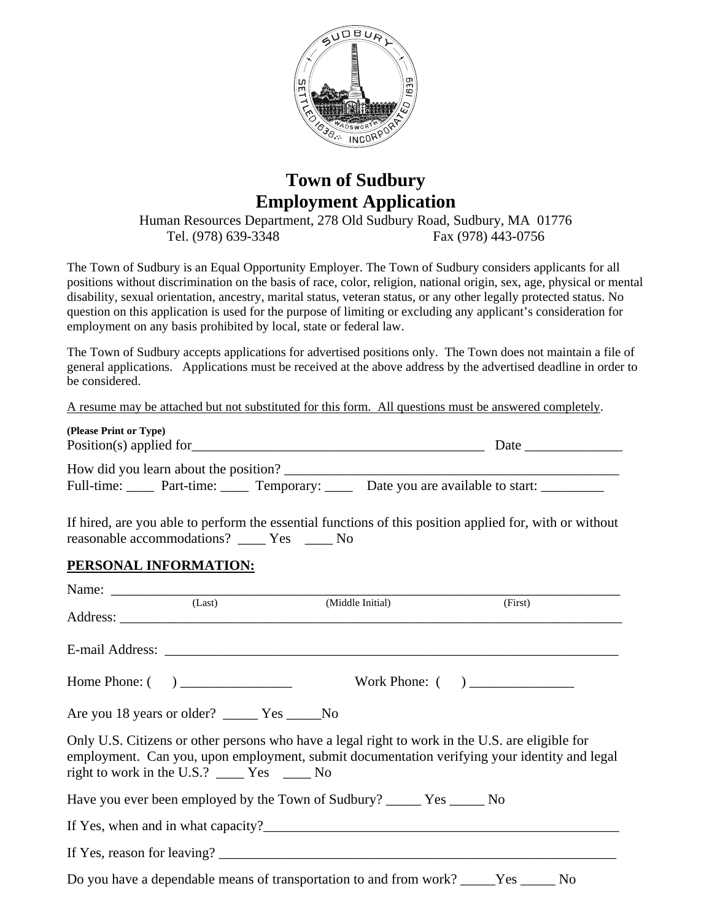# Town of Sudbury
# Employment Application

Human Resources Department, 278 Old Sudbury Road, Sudbury, MA 01776
Tel. (978) 639-3348 Fax (978) 443-0756

The Town of Sudbury is an Equal Opportunity Employer. The Town of Sudbury considers applicants for all positions without discrimination on the basis of race, color, religion, national origin, sex, age, physical or mental disability, sexual orientation, ancestry, marital status, veteran status, or any other legally protected status. No question on this application is used for the purpose of limiting or excluding any applicant's consideration for employment on any basis prohibited by local, state or federal law.

The Town of Sudbury accepts applications for advertised positions only. The Town does not maintain a file of general applications. Applications must be received at the above address by the advertised deadline in order to be considered.

A resume may be attached but not substituted for this form. All questions must be answered completely.

**(Please Print or Type)**

Position(s) applied for____________________________________________ Date ______________

How did you learn about the position? _________________________________________________

Full-time: ____ Part-time: ____ Temporary: ____ Date you are available to start: _________

If hired, are you able to perform the essential functions of this position applied for, with or without reasonable accommodations? ____ Yes ____ No

## PERSONAL INFORMATION:

Name: ___________________________________________________________________________
(Last) (Middle Initial) (First)

Address: _________________________________________________________________________

E-mail Address: ____________________________________________________________________

Home Phone: ( ) ________________ Work Phone: ( ) _______________

Are you 18 years or older? _____ Yes _____No

Only U.S. Citizens or other persons who have a legal right to work in the U.S. are eligible for employment. Can you, upon employment, submit documentation verifying your identity and legal right to work in the U.S.? ____ Yes ____ No

Have you ever been employed by the Town of Sudbury? _____ Yes _____ No

If Yes, when and in what capacity?_____________________________________________________

If Yes, reason for leaving? ___________________________________________________________

Do you have a dependable means of transportation to and from work? _____Yes _____ No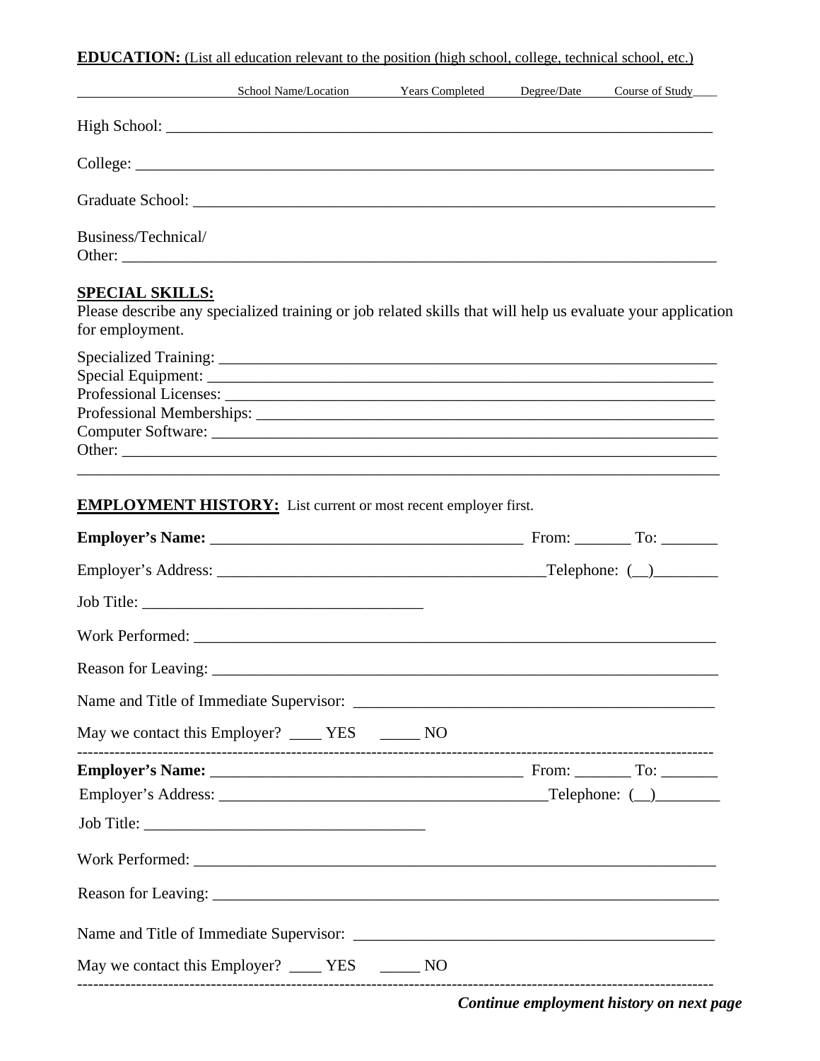**EDUCATION:** (List all education relevant to the position (high school, college, technical school, etc.)

| | School Name/Location | Years Completed | Degree/Date | Course of Study |
|---|---|---|---|---|
| High School: | | | | |
| College: | | | | |
| Graduate School: | | | | |
| Business/Technical/ Other: | | | | |

**SPECIAL SKILLS:**

Please describe any specialized training or job related skills that will help us evaluate your application for employment.

Specialized Training: ___________________________________________________________

Special Equipment: ____________________________________________________________

Professional Licenses: __________________________________________________________

Professional Memberships: ______________________________________________________

Computer Software: ____________________________________________________________

Other: _______________________________________________________________________

______________________________________________________________________________

**EMPLOYMENT HISTORY:** List current or most recent employer first.

**Employer's Name:** ____________________________________ From: _______ To: _______

Employer's Address: ____________________________________Telephone: (__)________

Job Title: ________________________________

Work Performed: ______________________________________________________________

Reason for Leaving: ____________________________________________________________

Name and Title of Immediate Supervisor: ___________________________________________

May we contact this Employer? ____ YES _____ NO

---

**Employer's Name:** ____________________________________ From: _______ To: _______

Employer's Address: ____________________________________Telephone: (__)________

Job Title: ________________________________

Work Performed: ______________________________________________________________

Reason for Leaving: ____________________________________________________________

Name and Title of Immediate Supervisor: ___________________________________________

May we contact this Employer? ____ YES _____ NO

---

***Continue employment history on next page***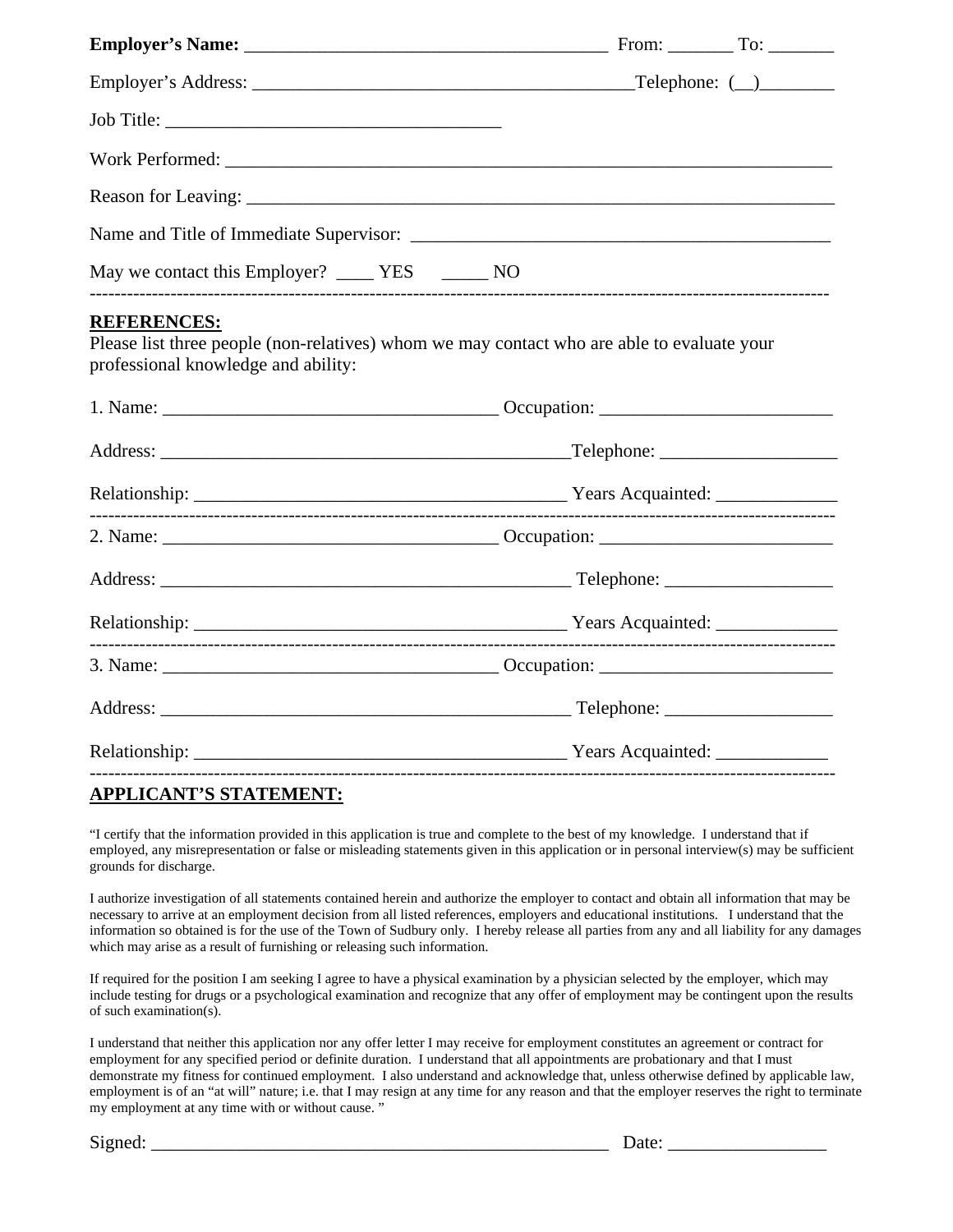**Employer's Name:** ______________________________________ From: _______ To: _______

Employer's Address: ________________________________________Telephone: (__)________

Job Title: ____________________________________

Work Performed: _________________________________________________________________

Reason for Leaving: _______________________________________________________________

Name and Title of Immediate Supervisor: _____________________________________________

May we contact this Employer? ____ YES _____ NO

---

**REFERENCES:**

Please list three people (non-relatives) whom we may contact who are able to evaluate your professional knowledge and ability:

1. Name: ____________________________________ Occupation: _________________________

Address: ____________________________________________Telephone: ___________________

Relationship: ________________________________________ Years Acquainted: _____________

---

2. Name: ____________________________________ Occupation: _________________________

Address: _____________________________________________ Telephone: __________________

Relationship: ________________________________________ Years Acquainted: _____________

---

3. Name: ____________________________________ Occupation: _________________________

Address: _____________________________________________ Telephone: __________________

Relationship: ________________________________________ Years Acquainted: ____________

---

**APPLICANT'S STATEMENT:**

"I certify that the information provided in this application is true and complete to the best of my knowledge. I understand that if employed, any misrepresentation or false or misleading statements given in this application or in personal interview(s) may be sufficient grounds for discharge.

I authorize investigation of all statements contained herein and authorize the employer to contact and obtain all information that may be necessary to arrive at an employment decision from all listed references, employers and educational institutions. I understand that the information so obtained is for the use of the Town of Sudbury only. I hereby release all parties from any and all liability for any damages which may arise as a result of furnishing or releasing such information.

If required for the position I am seeking I agree to have a physical examination by a physician selected by the employer, which may include testing for drugs or a psychological examination and recognize that any offer of employment may be contingent upon the results of such examination(s).

I understand that neither this application nor any offer letter I may receive for employment constitutes an agreement or contract for employment for any specified period or definite duration. I understand that all appointments are probationary and that I must demonstrate my fitness for continued employment. I also understand and acknowledge that, unless otherwise defined by applicable law, employment is of an "at will" nature; i.e. that I may resign at any time for any reason and that the employer reserves the right to terminate my employment at any time with or without cause. "

Signed: ___________________________________________________ Date: _________________